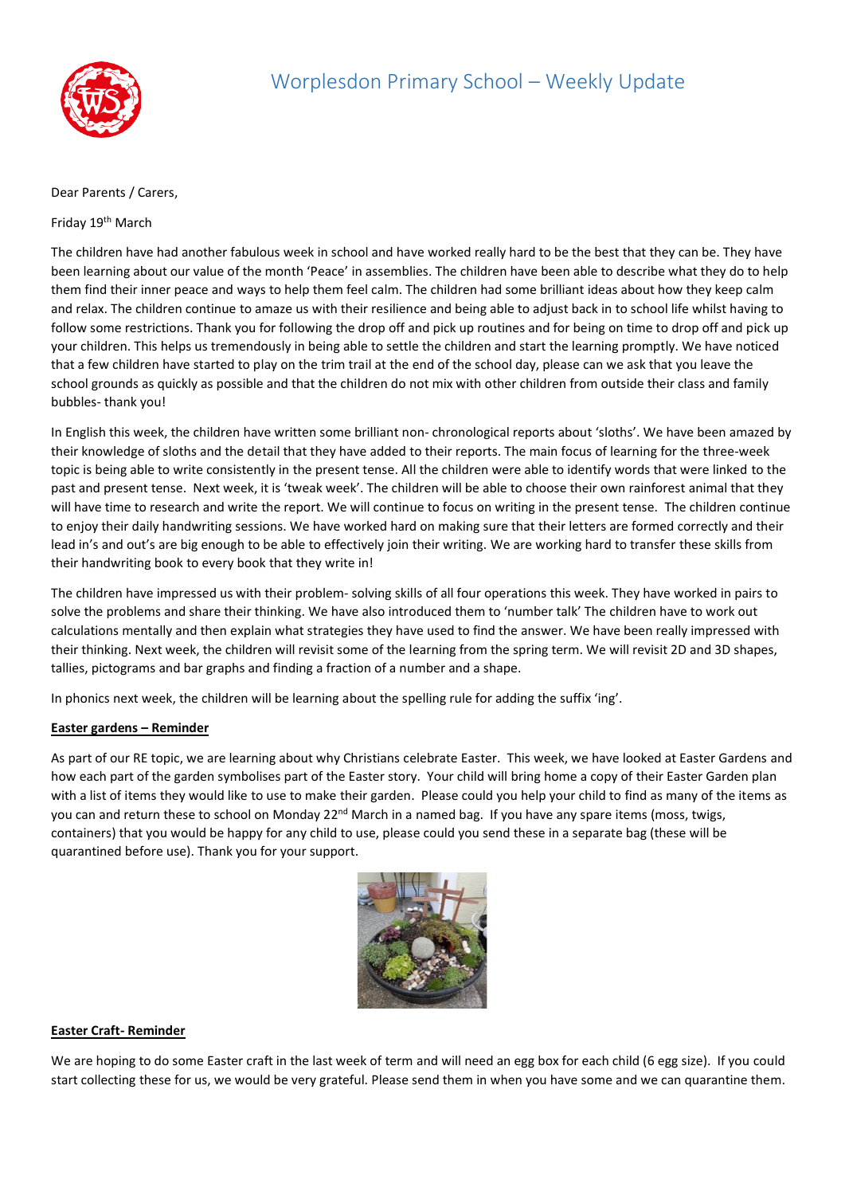# Worplesdon Primary School – Weekly Update

Dear Parents / Carers,

Friday 19th March

The children have had another fabulous week in school and have worked really hard to be the best that they can be. They have been learning about our value of the month 'Peace' in assemblies. The children have been able to describe what they do to help them find their inner peace and ways to help them feel calm. The children had some brilliant ideas about how they keep calm and relax. The children continue to amaze us with their resilience and being able to adjust back in to school life whilst having to follow some restrictions. Thank you for following the drop off and pick up routines and for being on time to drop off and pick up your children. This helps us tremendously in being able to settle the children and start the learning promptly. We have noticed that a few children have started to play on the trim trail at the end of the school day, please can we ask that you leave the school grounds as quickly as possible and that the children do not mix with other children from outside their class and family bubbles- thank you!

In English this week, the children have written some brilliant non- chronological reports about 'sloths'. We have been amazed by their knowledge of sloths and the detail that they have added to their reports. The main focus of learning for the three-week topic is being able to write consistently in the present tense. All the children were able to identify words that were linked to the past and present tense. Next week, it is 'tweak week'. The children will be able to choose their own rainforest animal that they will have time to research and write the report. We will continue to focus on writing in the present tense. The children continue to enjoy their daily handwriting sessions. We have worked hard on making sure that their letters are formed correctly and their lead in's and out's are big enough to be able to effectively join their writing. We are working hard to transfer these skills from their handwriting book to every book that they write in!

The children have impressed us with their problem- solving skills of all four operations this week. They have worked in pairs to solve the problems and share their thinking. We have also introduced them to 'number talk' The children have to work out calculations mentally and then explain what strategies they have used to find the answer. We have been really impressed with their thinking. Next week, the children will revisit some of the learning from the spring term. We will revisit 2D and 3D shapes, tallies, pictograms and bar graphs and finding a fraction of a number and a shape.

In phonics next week, the children will be learning about the spelling rule for adding the suffix 'ing'.

**Easter gardens – Reminder**

As part of our RE topic, we are learning about why Christians celebrate Easter. This week, we have looked at Easter Gardens and how each part of the garden symbolises part of the Easter story. Your child will bring home a copy of their Easter Garden plan with a list of items they would like to use to make their garden. Please could you help your child to find as many of the items as you can and return these to school on Monday 22nd March in a named bag. If you have any spare items (moss, twigs, containers) that you would be happy for any child to use, please could you send these in a separate bag (these will be quarantined before use). Thank you for your support.

**Easter Craft- Reminder**

We are hoping to do some Easter craft in the last week of term and will need an egg box for each child (6 egg size). If you could start collecting these for us, we would be very grateful. Please send them in when you have some and we can quarantine them.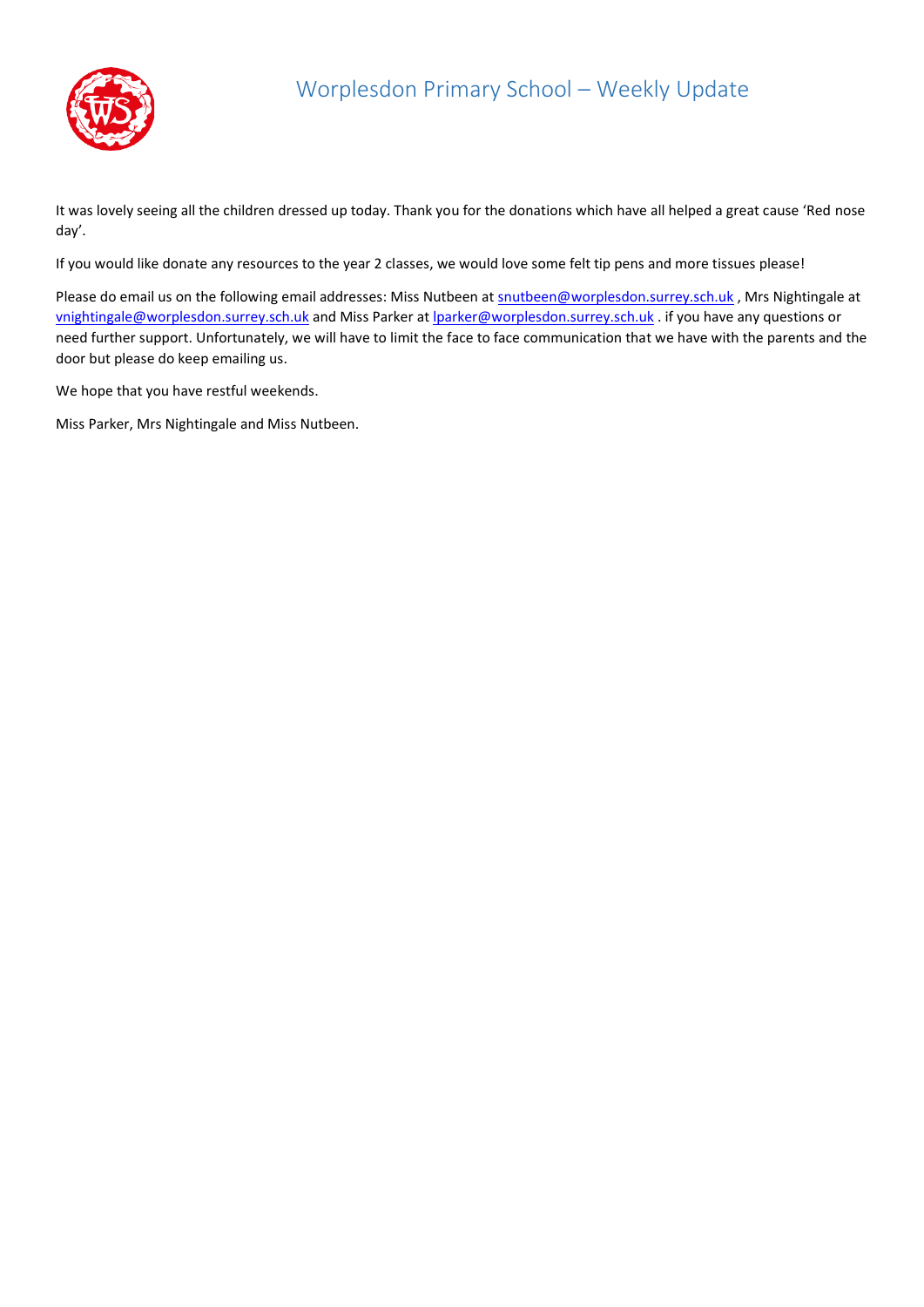# Worplesdon Primary School – Weekly Update

It was lovely seeing all the children dressed up today. Thank you for the donations which have all helped a great cause 'Red nose day'.

If you would like donate any resources to the year 2 classes, we would love some felt tip pens and more tissues please!

Please do email us on the following email addresses: Miss Nutbeen at snutbeen@worplesdon.surrey.sch.uk , Mrs Nightingale at vnightingale@worplesdon.surrey.sch.uk and Miss Parker at lparker@worplesdon.surrey.sch.uk . if you have any questions or need further support. Unfortunately, we will have to limit the face to face communication that we have with the parents and the door but please do keep emailing us.

We hope that you have restful weekends.

Miss Parker, Mrs Nightingale and Miss Nutbeen.